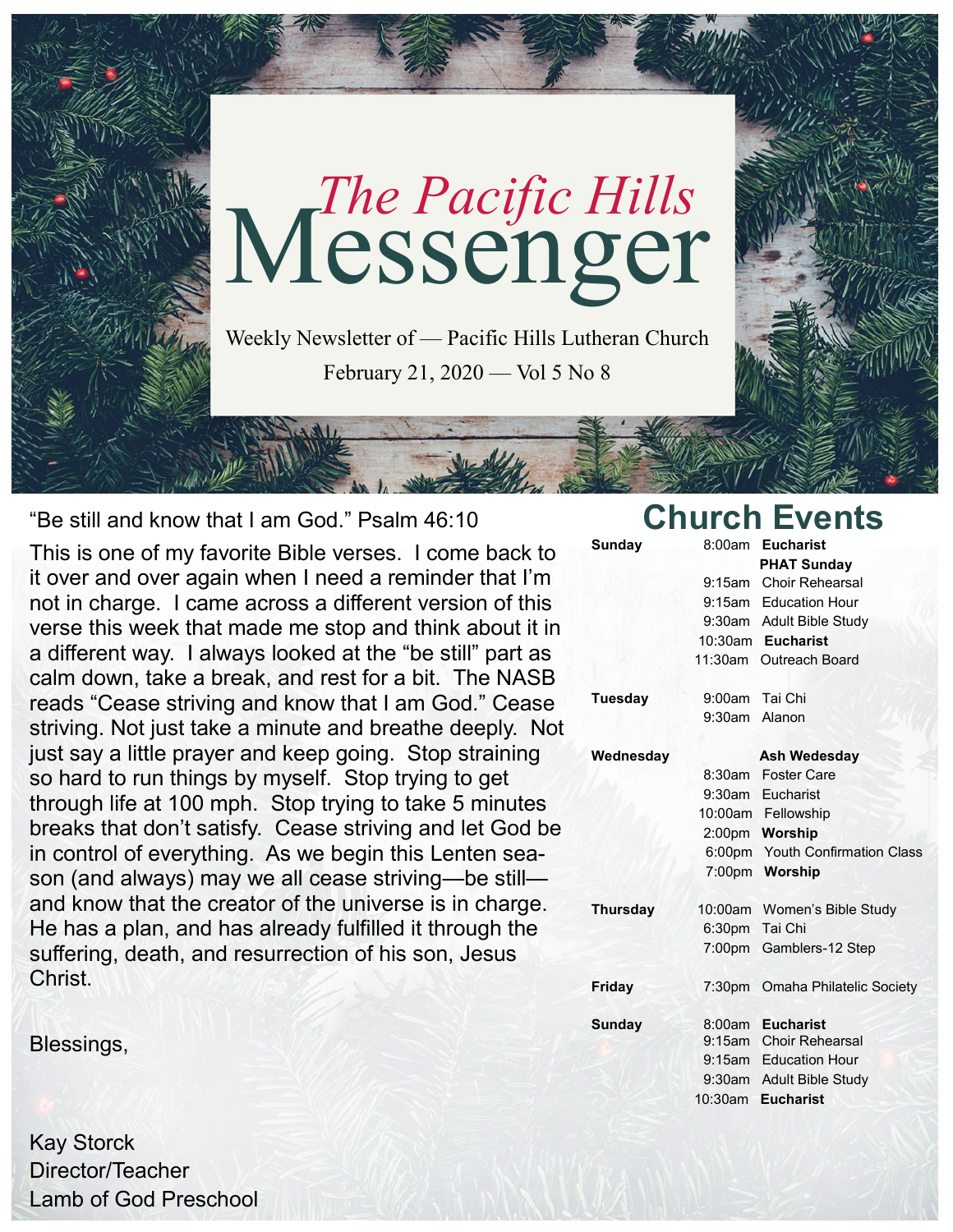# *The Pacific Hills* Messenger

Weekly Newsletter of — Pacific Hills Lutheran Church

February 21, 2020 — Vol 5 No 8

"Be still and know that I am God." Psalm 46:10

This is one of my favorite Bible verses. I come back to it over and over again when I need a reminder that I'm not in charge. I came across a different version of this verse this week that made me stop and think about it in a different way. I always looked at the "be still" part as calm down, take a break, and rest for a bit. The NASB reads "Cease striving and know that I am God." Cease striving. Not just take a minute and breathe deeply. Not just say a little prayer and keep going. Stop straining so hard to run things by myself. Stop trying to get through life at 100 mph. Stop trying to take 5 minutes breaks that don't satisfy. Cease striving and let God be in control of everything. As we begin this Lenten season (and always) may we all cease striving—be still—and know that the creator of the universe is in charge. He has a plan, and has already fulfilled it through the suffering, death, and resurrection of his son, Jesus Christ.

Blessings,

Kay Storck
Director/Teacher
Lamb of God Preschool

## Church Events

| | | |
|---|---|---|
| **Sunday** | 8:00am | **Eucharist** |
| | | **PHAT Sunday** |
| | 9:15am | Choir Rehearsal |
| | 9:15am | Education Hour |
| | 9:30am | Adult Bible Study |
| | 10:30am | **Eucharist** |
| | 11:30am | Outreach Board |
| **Tuesday** | 9:00am | Tai Chi |
| | 9:30am | Alanon |
| **Wednesday** | | **Ash Wedesday** |
| | 8:30am | Foster Care |
| | 9:30am | Eucharist |
| | 10:00am | Fellowship |
| | 2:00pm | **Worship** |
| | 6:00pm | Youth Confirmation Class |
| | 7:00pm | **Worship** |
| **Thursday** | 10:00am | Women's Bible Study |
| | 6:30pm | Tai Chi |
| | 7:00pm | Gamblers-12 Step |
| **Friday** | 7:30pm | Omaha Philatelic Society |
| **Sunday** | 8:00am | **Eucharist** |
| | 9:15am | Choir Rehearsal |
| | 9:15am | Education Hour |
| | 9:30am | Adult Bible Study |
| | 10:30am | **Eucharist** |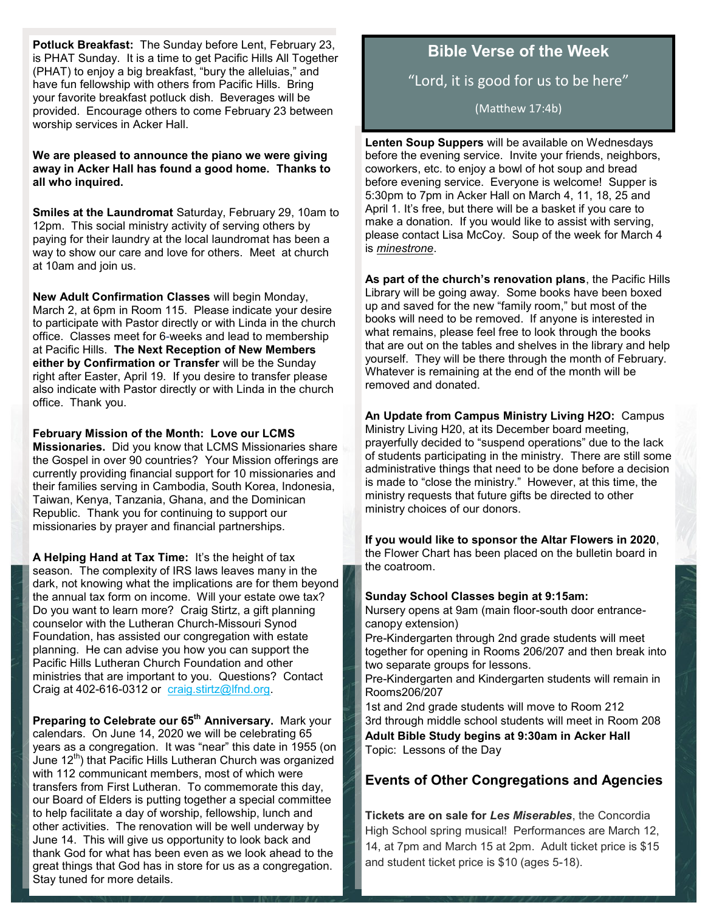**Potluck Breakfast:** The Sunday before Lent, February 23, is PHAT Sunday. It is a time to get Pacific Hills All Together (PHAT) to enjoy a big breakfast, "bury the alleluias," and have fun fellowship with others from Pacific Hills. Bring your favorite breakfast potluck dish. Beverages will be provided. Encourage others to come February 23 between worship services in Acker Hall.

**We are pleased to announce the piano we were giving away in Acker Hall has found a good home. Thanks to all who inquired.**

**Smiles at the Laundromat** Saturday, February 29, 10am to 12pm. This social ministry activity of serving others by paying for their laundry at the local laundromat has been a way to show our care and love for others. Meet at church at 10am and join us.

**New Adult Confirmation Classes** will begin Monday, March 2, at 6pm in Room 115. Please indicate your desire to participate with Pastor directly or with Linda in the church office. Classes meet for 6-weeks and lead to membership at Pacific Hills. **The Next Reception of New Members either by Confirmation or Transfer** will be the Sunday right after Easter, April 19. If you desire to transfer please also indicate with Pastor directly or with Linda in the church office. Thank you.

**February Mission of the Month: Love our LCMS Missionaries.** Did you know that LCMS Missionaries share the Gospel in over 90 countries? Your Mission offerings are currently providing financial support for 10 missionaries and their families serving in Cambodia, South Korea, Indonesia, Taiwan, Kenya, Tanzania, Ghana, and the Dominican Republic. Thank you for continuing to support our missionaries by prayer and financial partnerships.

**A Helping Hand at Tax Time:** It's the height of tax season. The complexity of IRS laws leaves many in the dark, not knowing what the implications are for them beyond the annual tax form on income. Will your estate owe tax? Do you want to learn more? Craig Stirtz, a gift planning counselor with the Lutheran Church-Missouri Synod Foundation, has assisted our congregation with estate planning. He can advise you how you can support the Pacific Hills Lutheran Church Foundation and other ministries that are important to you. Questions? Contact Craig at 402-616-0312 or craig.stirtz@lfnd.org.

**Preparing to Celebrate our 65th Anniversary.** Mark your calendars. On June 14, 2020 we will be celebrating 65 years as a congregation. It was "near" this date in 1955 (on June 12th) that Pacific Hills Lutheran Church was organized with 112 communicant members, most of which were transfers from First Lutheran. To commemorate this day, our Board of Elders is putting together a special committee to help facilitate a day of worship, fellowship, lunch and other activities. The renovation will be well underway by June 14. This will give us opportunity to look back and thank God for what has been even as we look ahead to the great things that God has in store for us as a congregation. Stay tuned for more details.

## Bible Verse of the Week

"Lord, it is good for us to be here"

(Matthew 17:4b)

**Lenten Soup Suppers** will be available on Wednesdays before the evening service. Invite your friends, neighbors, coworkers, etc. to enjoy a bowl of hot soup and bread before evening service. Everyone is welcome! Supper is 5:30pm to 7pm in Acker Hall on March 4, 11, 18, 25 and April 1. It's free, but there will be a basket if you care to make a donation. If you would like to assist with serving, please contact Lisa McCoy. Soup of the week for March 4 is *minestrone*.

**As part of the church's renovation plans**, the Pacific Hills Library will be going away. Some books have been boxed up and saved for the new "family room," but most of the books will need to be removed. If anyone is interested in what remains, please feel free to look through the books that are out on the tables and shelves in the library and help yourself. They will be there through the month of February. Whatever is remaining at the end of the month will be removed and donated.

**An Update from Campus Ministry Living H2O:** Campus Ministry Living H20, at its December board meeting, prayerfully decided to "suspend operations" due to the lack of students participating in the ministry. There are still some administrative things that need to be done before a decision is made to "close the ministry." However, at this time, the ministry requests that future gifts be directed to other ministry choices of our donors.

**If you would like to sponsor the Altar Flowers in 2020**, the Flower Chart has been placed on the bulletin board in the coatroom.

**Sunday School Classes begin at 9:15am:**

Nursery opens at 9am (main floor-south door entrance-canopy extension)

Pre-Kindergarten through 2nd grade students will meet together for opening in Rooms 206/207 and then break into two separate groups for lessons.

Pre-Kindergarten and Kindergarten students will remain in Rooms206/207

1st and 2nd grade students will move to Room 212

3rd through middle school students will meet in Room 208

**Adult Bible Study begins at 9:30am in Acker Hall**

Topic: Lessons of the Day

## Events of Other Congregations and Agencies

**Tickets are on sale for *Les Miserables***, the Concordia High School spring musical! Performances are March 12, 14, at 7pm and March 15 at 2pm. Adult ticket price is $15 and student ticket price is $10 (ages 5-18).